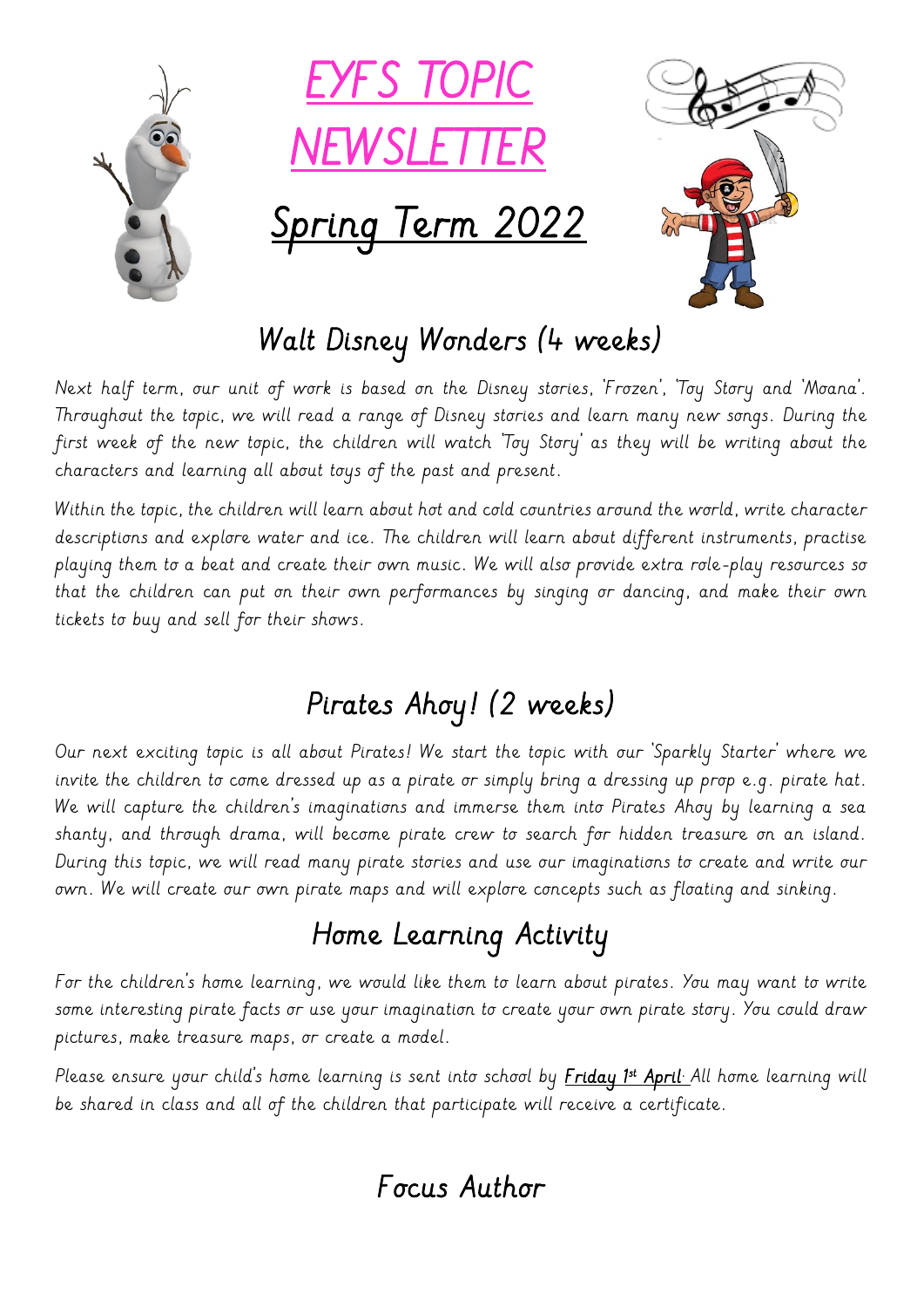# EYFS TOPIC NEWSLETTER

## Spring Term 2022

## Walt Disney Wonders (4 weeks)

*Next half term, our unit of work is based on the Disney stories, 'Frozen', 'Toy Story and 'Moana'. Throughout the topic, we will read a range of Disney stories and learn many new songs. During the first week of the new topic, the children will watch 'Toy Story' as they will be writing about the characters and learning all about toys of the past and present.*

*Within the topic, the children will learn about hot and cold countries around the world, write character descriptions and explore water and ice. The children will learn about different instruments, practise playing them to a beat and create their own music. We will also provide extra role-play resources so that the children can put on their own performances by singing or dancing, and make their own tickets to buy and sell for their shows.*

## Pirates Ahoy! (2 weeks)

*Our next exciting topic is all about Pirates! We start the topic with our 'Sparkly Starter' where we invite the children to come dressed up as a pirate or simply bring a dressing up prop e.g. pirate hat. We will capture the children's imaginations and immerse them into Pirates Ahoy by learning a sea shanty, and through drama, will become pirate crew to search for hidden treasure on an island. During this topic, we will read many pirate stories and use our imaginations to create and write our own. We will create our own pirate maps and will explore concepts such as floating and sinking.*

## Home Learning Activity

*For the children's home learning, we would like them to learn about pirates. You may want to write some interesting pirate facts or use your imagination to create your own pirate story. You could draw pictures, make treasure maps, or create a model.*

*Please ensure your child's home learning is sent into school by **Friday 1st April**. All home learning will be shared in class and all of the children that participate will receive a certificate.*

## Focus Author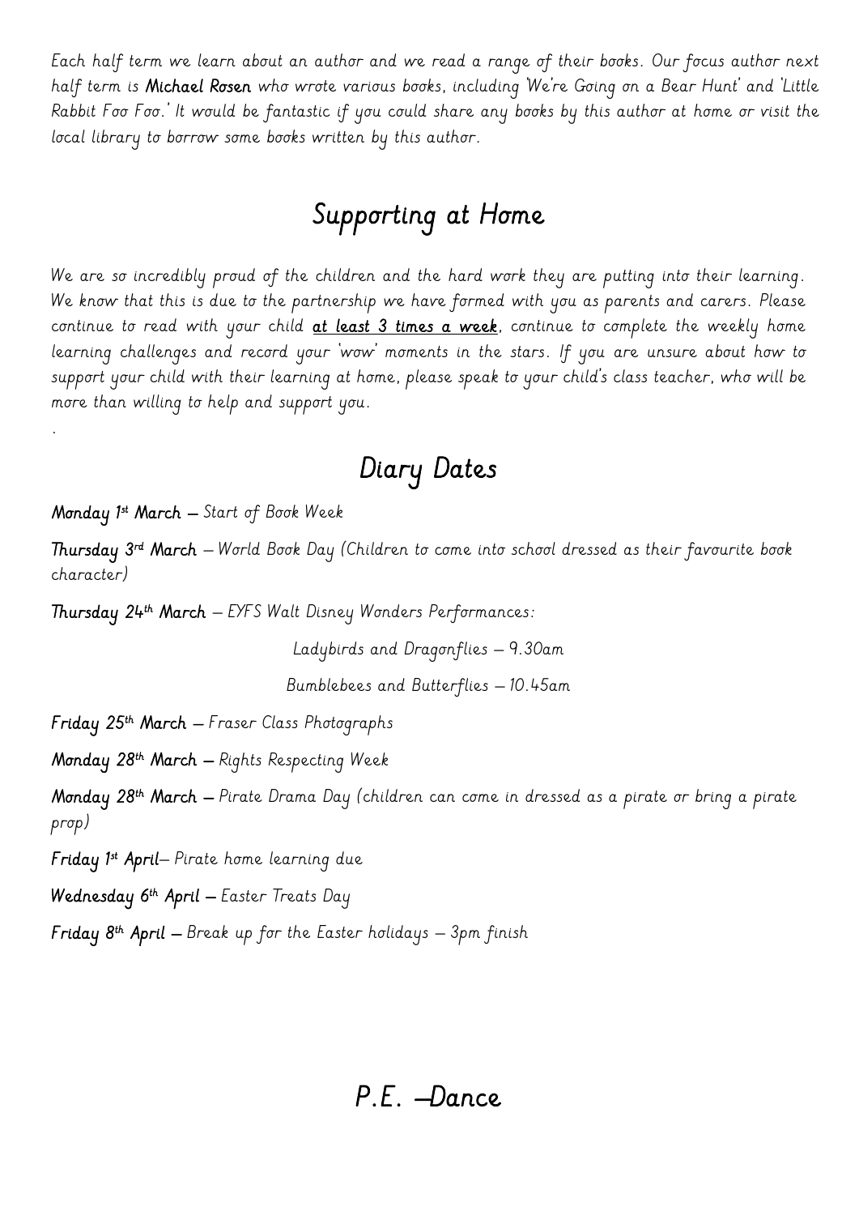Each half term we learn about an author and we read a range of their books. Our focus author next half term is **Michael Rosen** who wrote various books, including 'We're Going on a Bear Hunt' and 'Little Rabbit Foo Foo.' It would be fantastic if you could share any books by this author at home or visit the local library to borrow some books written by this author.

## Supporting at Home

We are so incredibly proud of the children and the hard work they are putting into their learning. We know that this is due to the partnership we have formed with you as parents and carers. Please continue to read with your child **at least 3 times a week**, continue to complete the weekly home learning challenges and record your 'wow' moments in the stars. If you are unsure about how to support your child with their learning at home, please speak to your child's class teacher, who will be more than willing to help and support you.

.

## Diary Dates

**Monday 1st March** – Start of Book Week

**Thursday 3rd March** – World Book Day (Children to come into school dressed as their favourite book character)

**Thursday 24th March** – EYFS Walt Disney Wonders Performances:

Ladybirds and Dragonflies – 9.30am

Bumblebees and Butterflies – 10.45am

**Friday 25th March** – Fraser Class Photographs

**Monday 28th March** – Rights Respecting Week

**Monday 28th March** – Pirate Drama Day (children can come in dressed as a pirate or bring a pirate prop)

**Friday 1st April**– Pirate home learning due

**Wednesday 6th April** – Easter Treats Day

**Friday 8th April** – Break up for the Easter holidays – 3pm finish

## P.E. –Dance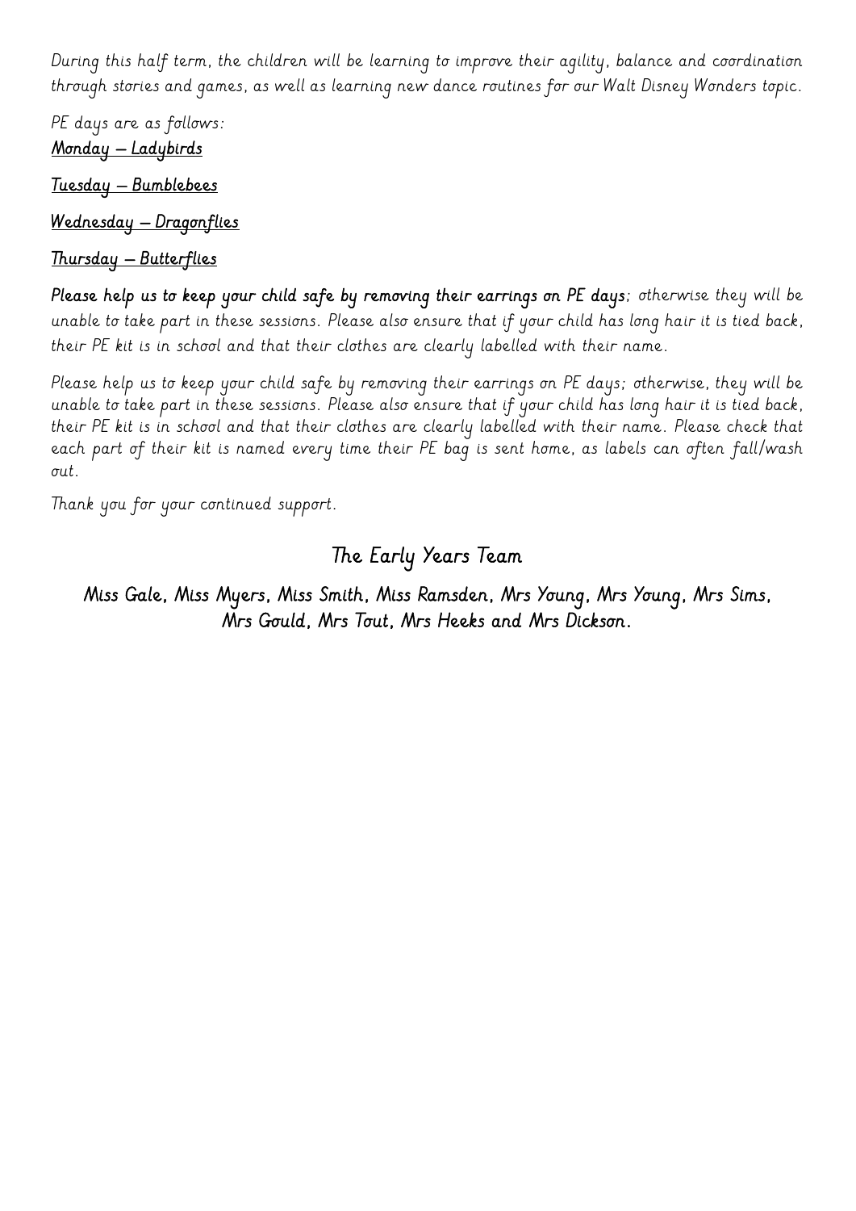During this half term, the children will be learning to improve their agility, balance and coordination through stories and games, as well as learning new dance routines for our Walt Disney Wonders topic.

PE days are as follows:

<u>Monday – Ladybirds</u>

<u>Tuesday – Bumblebees</u>

<u>Wednesday – Dragonflies</u>

<u>Thursday – Butterflies</u>

**Please help us to keep your child safe by removing their earrings on PE days**; otherwise they will be unable to take part in these sessions. Please also ensure that if your child has long hair it is tied back, their PE kit is in school and that their clothes are clearly labelled with their name.

Please help us to keep your child safe by removing their earrings on PE days; otherwise, they will be unable to take part in these sessions. Please also ensure that if your child has long hair it is tied back, their PE kit is in school and that their clothes are clearly labelled with their name. Please check that each part of their kit is named every time their PE bag is sent home, as labels can often fall/wash out.

Thank you for your continued support.

## The Early Years Team

**Miss Gale, Miss Myers, Miss Smith, Miss Ramsden, Mrs Young, Mrs Young, Mrs Sims, Mrs Gould, Mrs Tout, Mrs Heeks and Mrs Dickson.**